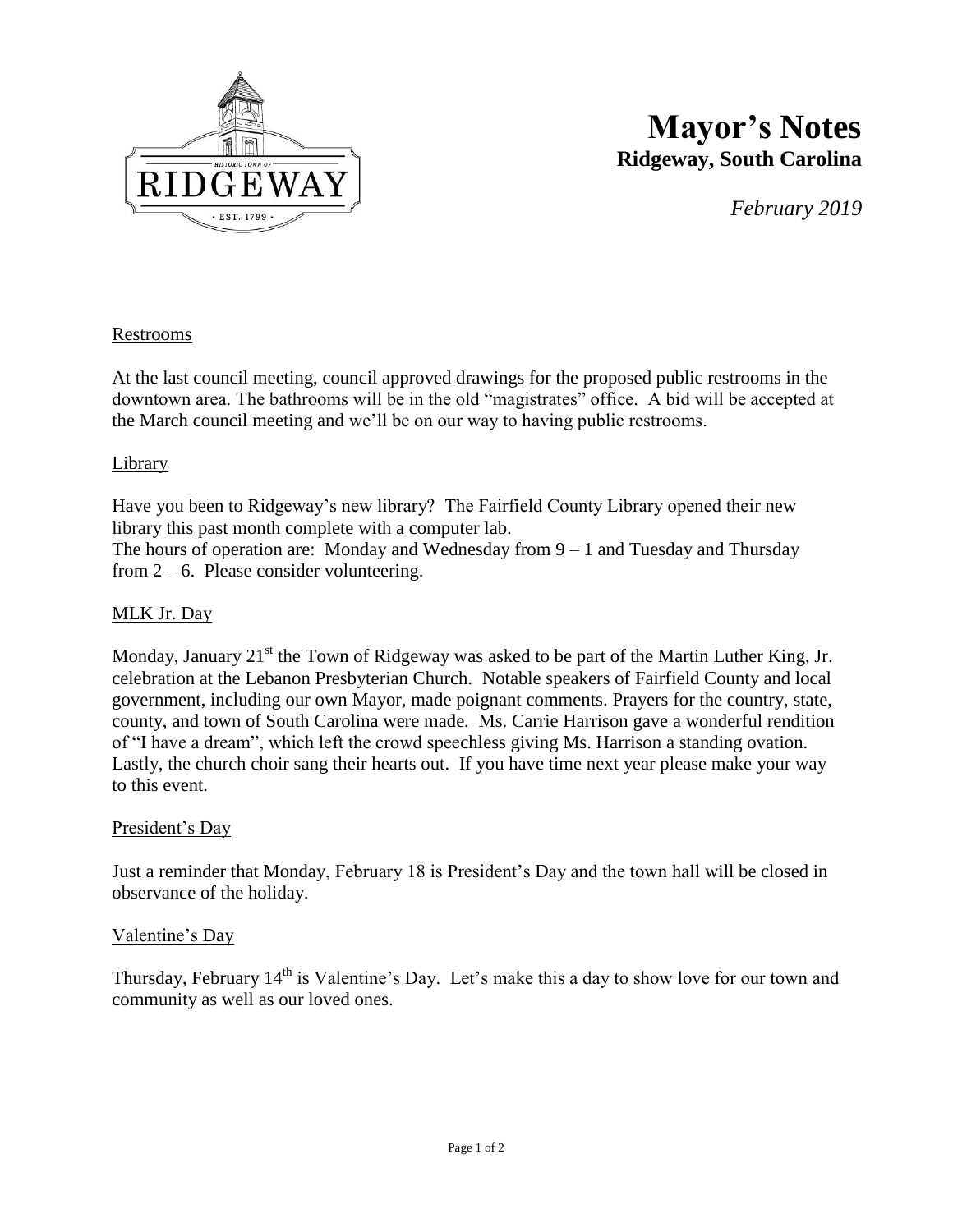# Mayor's Notes

**Ridgeway, South Carolina**

*February 2019*

## Restrooms

At the last council meeting, council approved drawings for the proposed public restrooms in the downtown area. The bathrooms will be in the old "magistrates" office. A bid will be accepted at the March council meeting and we'll be on our way to having public restrooms.

## Library

Have you been to Ridgeway's new library? The Fairfield County Library opened their new library this past month complete with a computer lab.
The hours of operation are: Monday and Wednesday from 9 – 1 and Tuesday and Thursday from 2 – 6. Please consider volunteering.

## MLK Jr. Day

Monday, January 21st the Town of Ridgeway was asked to be part of the Martin Luther King, Jr. celebration at the Lebanon Presbyterian Church. Notable speakers of Fairfield County and local government, including our own Mayor, made poignant comments. Prayers for the country, state, county, and town of South Carolina were made. Ms. Carrie Harrison gave a wonderful rendition of "I have a dream", which left the crowd speechless giving Ms. Harrison a standing ovation. Lastly, the church choir sang their hearts out. If you have time next year please make your way to this event.

## President's Day

Just a reminder that Monday, February 18 is President's Day and the town hall will be closed in observance of the holiday.

## Valentine's Day

Thursday, February 14th is Valentine's Day. Let's make this a day to show love for our town and community as well as our loved ones.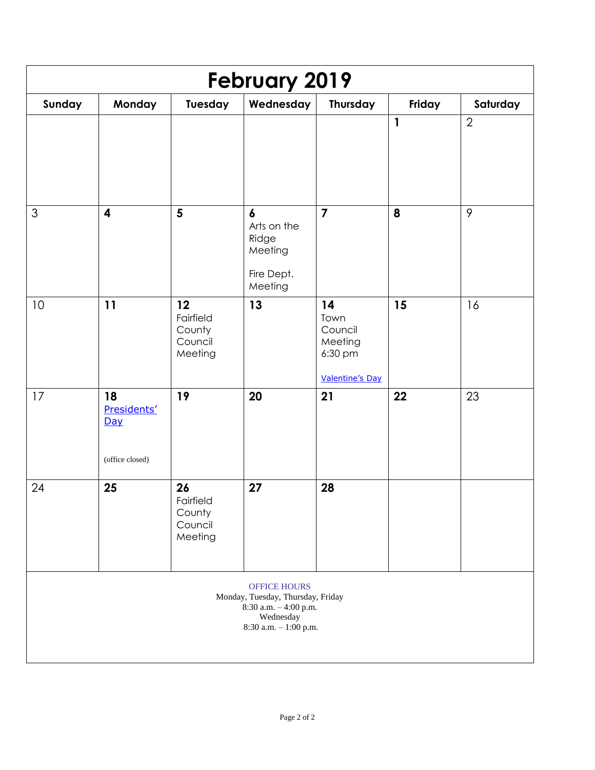# February 2019

| Sunday | Monday | Tuesday | Wednesday | Thursday | Friday | Saturday |
|---|---|---|---|---|---|---|
| | | | | | **1** | 2 |
| 3 | **4** | **5** | **6** Arts on the Ridge Meeting<br><br>Fire Dept. Meeting | **7** | **8** | 9 |
| 10 | **11** | **12** Fairfield County Council Meeting | **13** | **14** Town Council Meeting 6:30 pm<br><br>Valentine's Day | **15** | 16 |
| 17 | **18** Presidents' Day<br><br>(office closed) | **19** | **20** | **21** | **22** | 23 |
| 24 | **25** | **26** Fairfield County Council Meeting | **27** | **28** | | |

OFFICE HOURS
Monday, Tuesday, Thursday, Friday
8:30 a.m. – 4:00 p.m.
Wednesday
8:30 a.m. – 1:00 p.m.